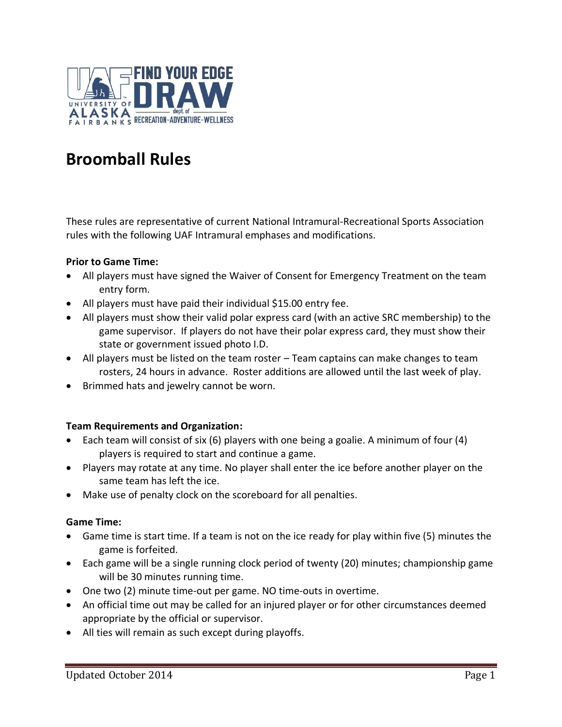# Broomball Rules

These rules are representative of current National Intramural-Recreational Sports Association rules with the following UAF Intramural emphases and modifications.

**Prior to Game Time:**

- All players must have signed the Waiver of Consent for Emergency Treatment on the team entry form.
- All players must have paid their individual $15.00 entry fee.
- All players must show their valid polar express card (with an active SRC membership) to the game supervisor. If players do not have their polar express card, they must show their state or government issued photo I.D.
- All players must be listed on the team roster – Team captains can make changes to team rosters, 24 hours in advance. Roster additions are allowed until the last week of play.
- Brimmed hats and jewelry cannot be worn.

**Team Requirements and Organization:**

- Each team will consist of six (6) players with one being a goalie. A minimum of four (4) players is required to start and continue a game.
- Players may rotate at any time. No player shall enter the ice before another player on the same team has left the ice.
- Make use of penalty clock on the scoreboard for all penalties.

**Game Time:**

- Game time is start time. If a team is not on the ice ready for play within five (5) minutes the game is forfeited.
- Each game will be a single running clock period of twenty (20) minutes; championship game will be 30 minutes running time.
- One two (2) minute time-out per game. NO time-outs in overtime.
- An official time out may be called for an injured player or for other circumstances deemed appropriate by the official or supervisor.
- All ties will remain as such except during playoffs.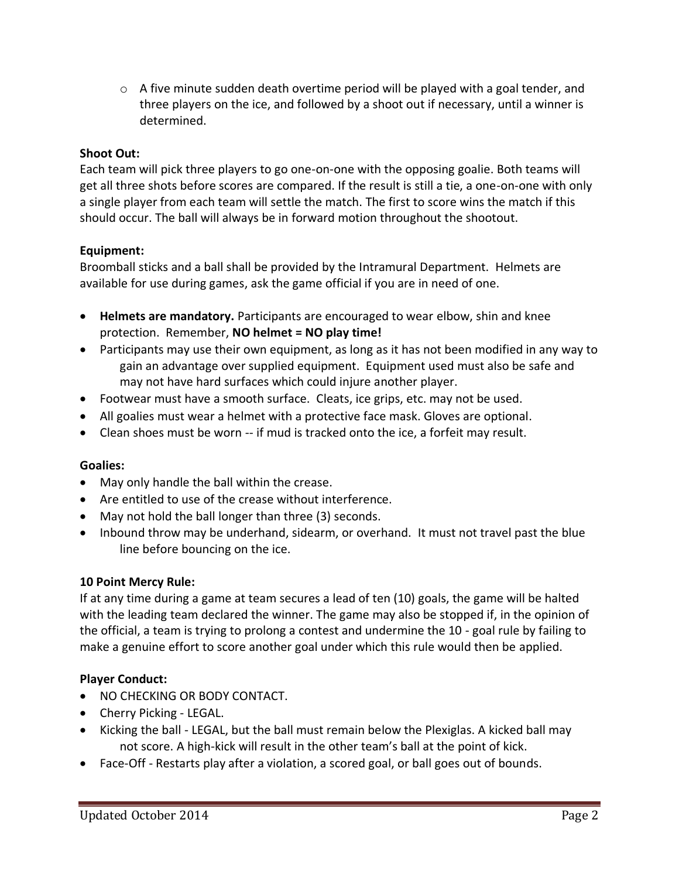- A five minute sudden death overtime period will be played with a goal tender, and three players on the ice, and followed by a shoot out if necessary, until a winner is determined.

**Shoot Out:**
Each team will pick three players to go one-on-one with the opposing goalie. Both teams will get all three shots before scores are compared. If the result is still a tie, a one-on-one with only a single player from each team will settle the match. The first to score wins the match if this should occur. The ball will always be in forward motion throughout the shootout.

**Equipment:**
Broomball sticks and a ball shall be provided by the Intramural Department. Helmets are available for use during games, ask the game official if you are in need of one.

- **Helmets are mandatory.** Participants are encouraged to wear elbow, shin and knee protection. Remember, **NO helmet = NO play time!**
- Participants may use their own equipment, as long as it has not been modified in any way to gain an advantage over supplied equipment. Equipment used must also be safe and may not have hard surfaces which could injure another player.
- Footwear must have a smooth surface. Cleats, ice grips, etc. may not be used.
- All goalies must wear a helmet with a protective face mask. Gloves are optional.
- Clean shoes must be worn -- if mud is tracked onto the ice, a forfeit may result.

**Goalies:**
- May only handle the ball within the crease.
- Are entitled to use of the crease without interference.
- May not hold the ball longer than three (3) seconds.
- Inbound throw may be underhand, sidearm, or overhand. It must not travel past the blue line before bouncing on the ice.

**10 Point Mercy Rule:**
If at any time during a game at team secures a lead of ten (10) goals, the game will be halted with the leading team declared the winner. The game may also be stopped if, in the opinion of the official, a team is trying to prolong a contest and undermine the 10 - goal rule by failing to make a genuine effort to score another goal under which this rule would then be applied.

**Player Conduct:**
- NO CHECKING OR BODY CONTACT.
- Cherry Picking - LEGAL.
- Kicking the ball - LEGAL, but the ball must remain below the Plexiglas. A kicked ball may not score. A high-kick will result in the other team's ball at the point of kick.
- Face-Off - Restarts play after a violation, a scored goal, or ball goes out of bounds.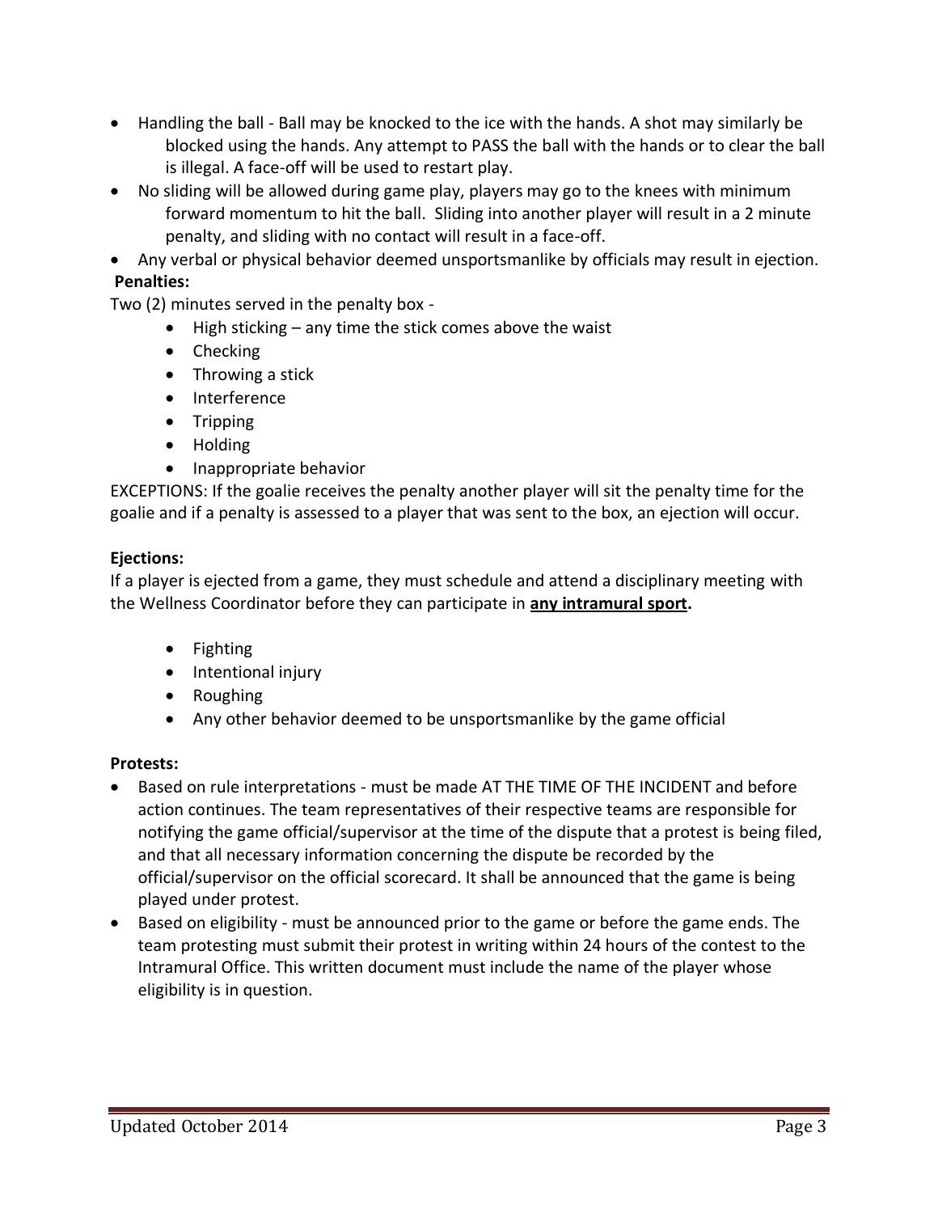- Handling the ball - Ball may be knocked to the ice with the hands. A shot may similarly be blocked using the hands. Any attempt to PASS the ball with the hands or to clear the ball is illegal. A face-off will be used to restart play.
- No sliding will be allowed during game play, players may go to the knees with minimum forward momentum to hit the ball. Sliding into another player will result in a 2 minute penalty, and sliding with no contact will result in a face-off.
- Any verbal or physical behavior deemed unsportsmanlike by officials may result in ejection.

**Penalties:**

Two (2) minutes served in the penalty box -

- High sticking – any time the stick comes above the waist
- Checking
- Throwing a stick
- Interference
- Tripping
- Holding
- Inappropriate behavior

EXCEPTIONS: If the goalie receives the penalty another player will sit the penalty time for the goalie and if a penalty is assessed to a player that was sent to the box, an ejection will occur.

**Ejections:**

If a player is ejected from a game, they must schedule and attend a disciplinary meeting with the Wellness Coordinator before they can participate in **<u>any intramural sport</u>.**

- Fighting
- Intentional injury
- Roughing
- Any other behavior deemed to be unsportsmanlike by the game official

**Protests:**

- Based on rule interpretations - must be made AT THE TIME OF THE INCIDENT and before action continues. The team representatives of their respective teams are responsible for notifying the game official/supervisor at the time of the dispute that a protest is being filed, and that all necessary information concerning the dispute be recorded by the official/supervisor on the official scorecard. It shall be announced that the game is being played under protest.
- Based on eligibility - must be announced prior to the game or before the game ends. The team protesting must submit their protest in writing within 24 hours of the contest to the Intramural Office. This written document must include the name of the player whose eligibility is in question.